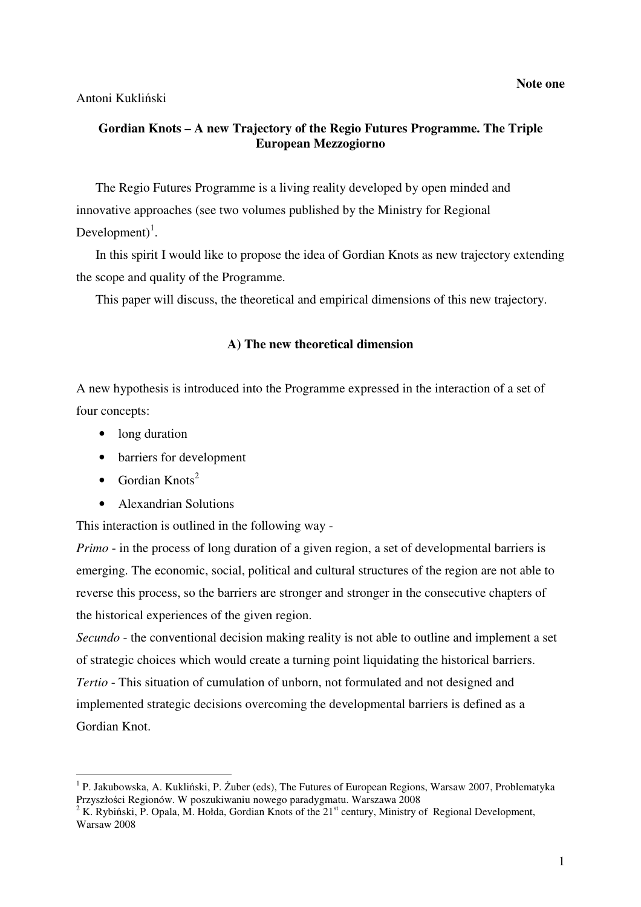**Note one**

Antoni Kukliński

# Gordian Knots – A new Trajectory of the Regio Futures Programme. The Triple European Mezzogiorno

The Regio Futures Programme is a living reality developed by open minded and innovative approaches (see two volumes published by the Ministry for Regional Development)[1].

In this spirit I would like to propose the idea of Gordian Knots as new trajectory extending the scope and quality of the Programme.

This paper will discuss, the theoretical and empirical dimensions of this new trajectory.

## A) The new theoretical dimension

A new hypothesis is introduced into the Programme expressed in the interaction of a set of four concepts:

- long duration
- barriers for development
- Gordian Knots[2]
- Alexandrian Solutions

This interaction is outlined in the following way -

*Primo* - in the process of long duration of a given region, a set of developmental barriers is emerging. The economic, social, political and cultural structures of the region are not able to reverse this process, so the barriers are stronger and stronger in the consecutive chapters of the historical experiences of the given region.

*Secundo* - the conventional decision making reality is not able to outline and implement a set of strategic choices which would create a turning point liquidating the historical barriers.

*Tertio* - This situation of cumulation of unborn, not formulated and not designed and implemented strategic decisions overcoming the developmental barriers is defined as a Gordian Knot.

---

[1] P. Jakubowska, A. Kukliński, P. Żuber (eds), The Futures of European Regions, Warsaw 2007, Problematyka Przyszłości Regionów. W poszukiwaniu nowego paradygmatu. Warszawa 2008

[2] K. Rybiński, P. Opala, M. Hołda, Gordian Knots of the 21st century, Ministry of Regional Development, Warsaw 2008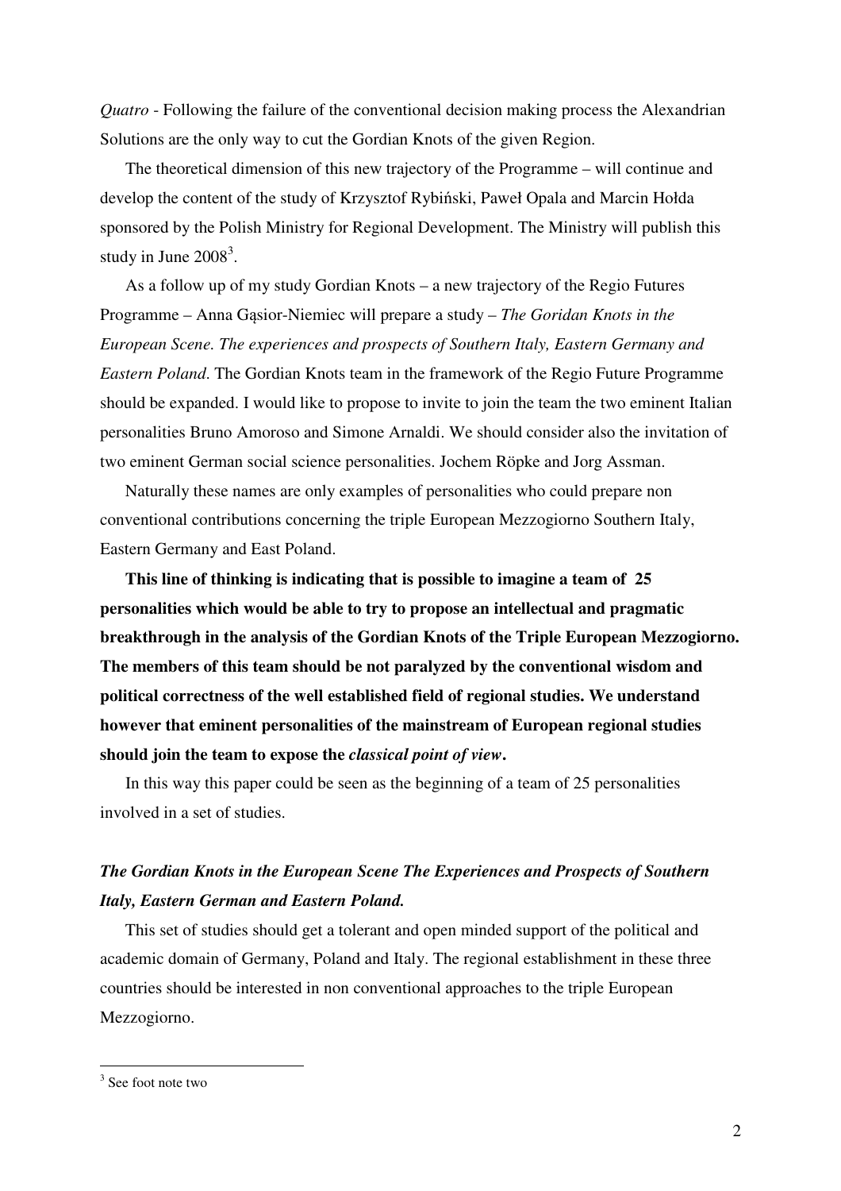*Quatro* - Following the failure of the conventional decision making process the Alexandrian Solutions are the only way to cut the Gordian Knots of the given Region.

The theoretical dimension of this new trajectory of the Programme – will continue and develop the content of the study of Krzysztof Rybiński, Paweł Opala and Marcin Hołda sponsored by the Polish Ministry for Regional Development. The Ministry will publish this study in June 2008[3].

As a follow up of my study Gordian Knots – a new trajectory of the Regio Futures Programme – Anna Gąsior-Niemiec will prepare a study – *The Goridan Knots in the European Scene. The experiences and prospects of Southern Italy, Eastern Germany and Eastern Poland*. The Gordian Knots team in the framework of the Regio Future Programme should be expanded. I would like to propose to invite to join the team the two eminent Italian personalities Bruno Amoroso and Simone Arnaldi. We should consider also the invitation of two eminent German social science personalities. Jochem Röpke and Jorg Assman.

Naturally these names are only examples of personalities who could prepare non conventional contributions concerning the triple European Mezzogiorno Southern Italy, Eastern Germany and East Poland.

**This line of thinking is indicating that is possible to imagine a team of 25 personalities which would be able to try to propose an intellectual and pragmatic breakthrough in the analysis of the Gordian Knots of the Triple European Mezzogiorno. The members of this team should be not paralyzed by the conventional wisdom and political correctness of the well established field of regional studies. We understand however that eminent personalities of the mainstream of European regional studies should join the team to expose the *classical point of view*.**

In this way this paper could be seen as the beginning of a team of 25 personalities involved in a set of studies.

***The Gordian Knots in the European Scene The Experiences and Prospects of Southern Italy, Eastern German and Eastern Poland.***

This set of studies should get a tolerant and open minded support of the political and academic domain of Germany, Poland and Italy. The regional establishment in these three countries should be interested in non conventional approaches to the triple European Mezzogiorno.

---

[3] See foot note two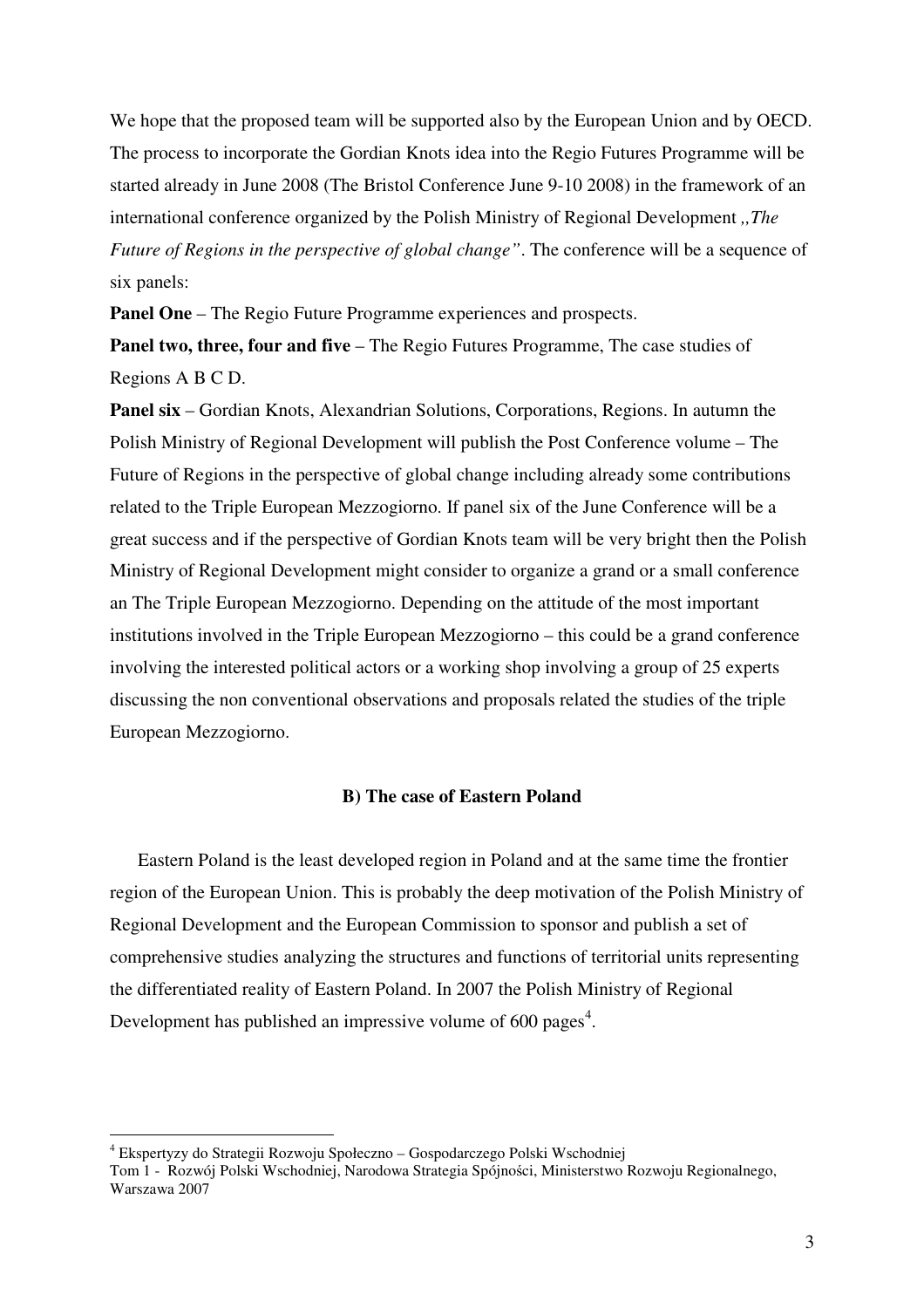We hope that the proposed team will be supported also by the European Union and by OECD. The process to incorporate the Gordian Knots idea into the Regio Futures Programme will be started already in June 2008 (The Bristol Conference June 9-10 2008) in the framework of an international conference organized by the Polish Ministry of Regional Development *„The Future of Regions in the perspective of global change"*. The conference will be a sequence of six panels:

**Panel One** – The Regio Future Programme experiences and prospects.

**Panel two, three, four and five** – The Regio Futures Programme, The case studies of Regions A B C D.

**Panel six** – Gordian Knots, Alexandrian Solutions, Corporations, Regions. In autumn the Polish Ministry of Regional Development will publish the Post Conference volume – The Future of Regions in the perspective of global change including already some contributions related to the Triple European Mezzogiorno. If panel six of the June Conference will be a great success and if the perspective of Gordian Knots team will be very bright then the Polish Ministry of Regional Development might consider to organize a grand or a small conference an The Triple European Mezzogiorno. Depending on the attitude of the most important institutions involved in the Triple European Mezzogiorno – this could be a grand conference involving the interested political actors or a working shop involving a group of 25 experts discussing the non conventional observations and proposals related the studies of the triple European Mezzogiorno.

### B) The case of Eastern Poland

Eastern Poland is the least developed region in Poland and at the same time the frontier region of the European Union. This is probably the deep motivation of the Polish Ministry of Regional Development and the European Commission to sponsor and publish a set of comprehensive studies analyzing the structures and functions of territorial units representing the differentiated reality of Eastern Poland. In 2007 the Polish Ministry of Regional Development has published an impressive volume of 600 pages[4].

---

[4] Ekspertyzy do Strategii Rozwoju Społeczno – Gospodarczego Polski Wschodniej
Tom 1 - Rozwój Polski Wschodniej, Narodowa Strategia Spójności, Ministerstwo Rozwoju Regionalnego, Warszawa 2007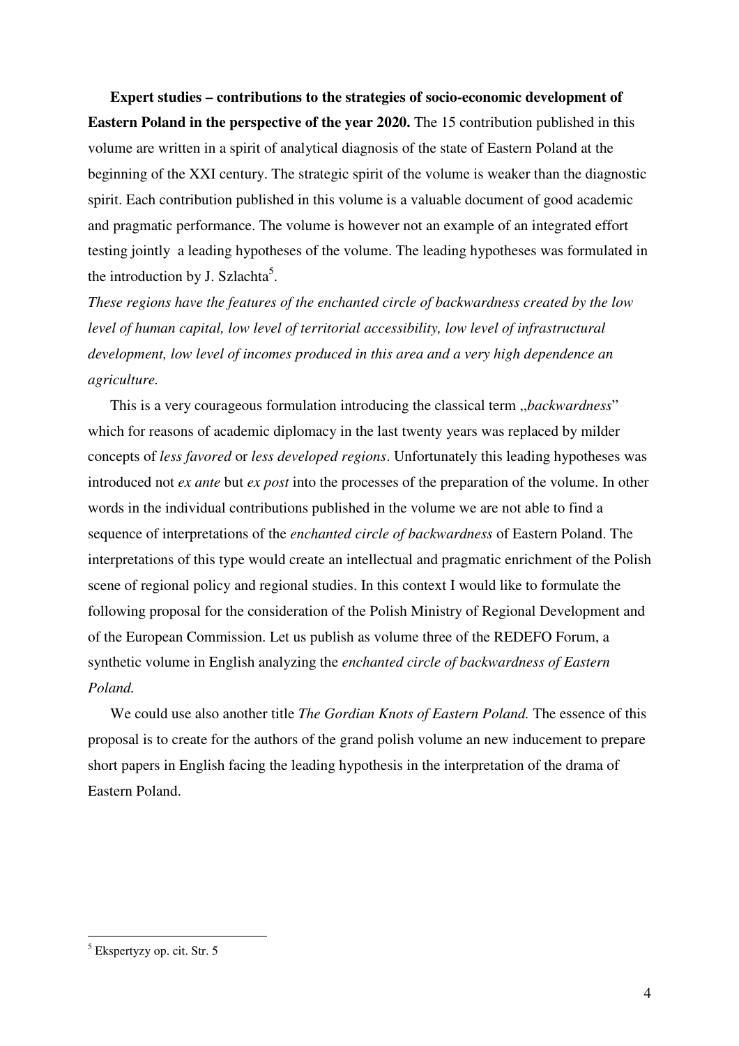**Expert studies – contributions to the strategies of socio-economic development of Eastern Poland in the perspective of the year 2020.** The 15 contribution published in this volume are written in a spirit of analytical diagnosis of the state of Eastern Poland at the beginning of the XXI century. The strategic spirit of the volume is weaker than the diagnostic spirit. Each contribution published in this volume is a valuable document of good academic and pragmatic performance. The volume is however not an example of an integrated effort testing jointly a leading hypotheses of the volume. The leading hypotheses was formulated in the introduction by J. Szlachta[5].

*These regions have the features of the enchanted circle of backwardness created by the low level of human capital, low level of territorial accessibility, low level of infrastructural development, low level of incomes produced in this area and a very high dependence an agriculture.*

This is a very courageous formulation introducing the classical term „*backwardness*" which for reasons of academic diplomacy in the last twenty years was replaced by milder concepts of *less favored* or *less developed regions*. Unfortunately this leading hypotheses was introduced not *ex ante* but *ex post* into the processes of the preparation of the volume. In other words in the individual contributions published in the volume we are not able to find a sequence of interpretations of the *enchanted circle of backwardness* of Eastern Poland. The interpretations of this type would create an intellectual and pragmatic enrichment of the Polish scene of regional policy and regional studies. In this context I would like to formulate the following proposal for the consideration of the Polish Ministry of Regional Development and of the European Commission. Let us publish as volume three of the REDEFO Forum, a synthetic volume in English analyzing the *enchanted circle of backwardness of Eastern Poland.*

We could use also another title *The Gordian Knots of Eastern Poland.* The essence of this proposal is to create for the authors of the grand polish volume an new inducement to prepare short papers in English facing the leading hypothesis in the interpretation of the drama of Eastern Poland.

---

[5] Ekspertyzy op. cit. Str. 5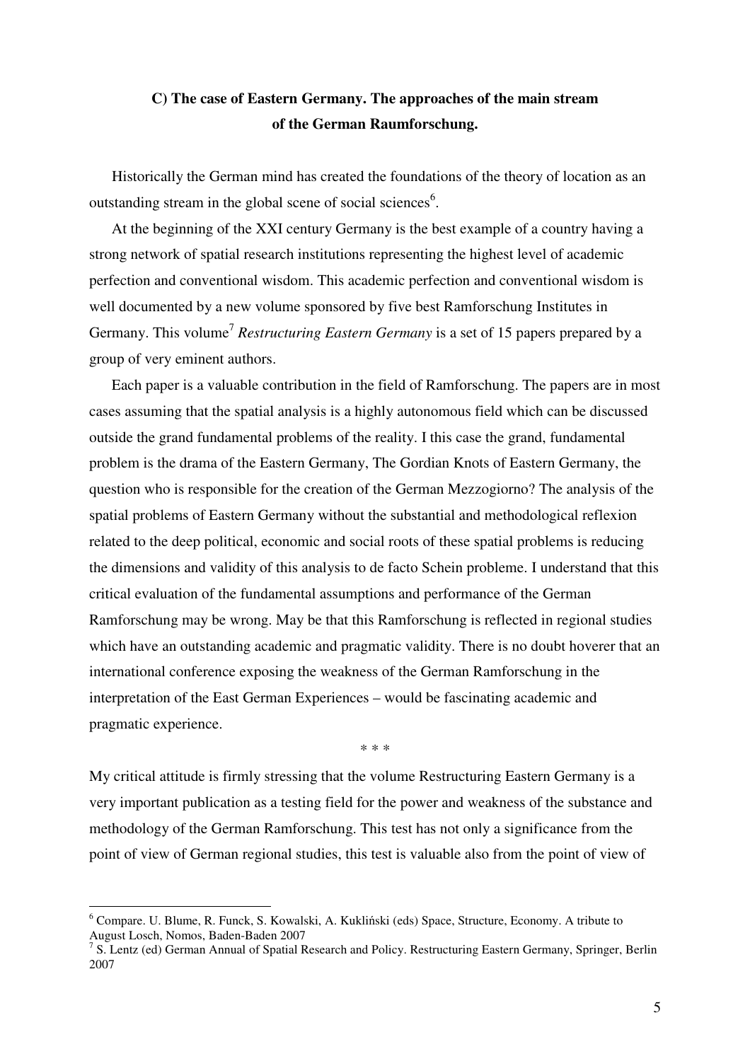## C) The case of Eastern Germany. The approaches of the main stream of the German Raumforschung.

Historically the German mind has created the foundations of the theory of location as an outstanding stream in the global scene of social sciences[6].

At the beginning of the XXI century Germany is the best example of a country having a strong network of spatial research institutions representing the highest level of academic perfection and conventional wisdom. This academic perfection and conventional wisdom is well documented by a new volume sponsored by five best Ramforschung Institutes in Germany. This volume[7] *Restructuring Eastern Germany* is a set of 15 papers prepared by a group of very eminent authors.

Each paper is a valuable contribution in the field of Ramforschung. The papers are in most cases assuming that the spatial analysis is a highly autonomous field which can be discussed outside the grand fundamental problems of the reality. I this case the grand, fundamental problem is the drama of the Eastern Germany, The Gordian Knots of Eastern Germany, the question who is responsible for the creation of the German Mezzogiorno? The analysis of the spatial problems of Eastern Germany without the substantial and methodological reflexion related to the deep political, economic and social roots of these spatial problems is reducing the dimensions and validity of this analysis to de facto Schein probleme. I understand that this critical evaluation of the fundamental assumptions and performance of the German Ramforschung may be wrong. May be that this Ramforschung is reflected in regional studies which have an outstanding academic and pragmatic validity. There is no doubt hoverer that an international conference exposing the weakness of the German Ramforschung in the interpretation of the East German Experiences – would be fascinating academic and pragmatic experience.

\* \* \*

My critical attitude is firmly stressing that the volume Restructuring Eastern Germany is a very important publication as a testing field for the power and weakness of the substance and methodology of the German Ramforschung. This test has not only a significance from the point of view of German regional studies, this test is valuable also from the point of view of

---

[6] Compare. U. Blume, R. Funck, S. Kowalski, A. Kukliński (eds) Space, Structure, Economy. A tribute to August Losch, Nomos, Baden-Baden 2007

[7] S. Lentz (ed) German Annual of Spatial Research and Policy. Restructuring Eastern Germany, Springer, Berlin 2007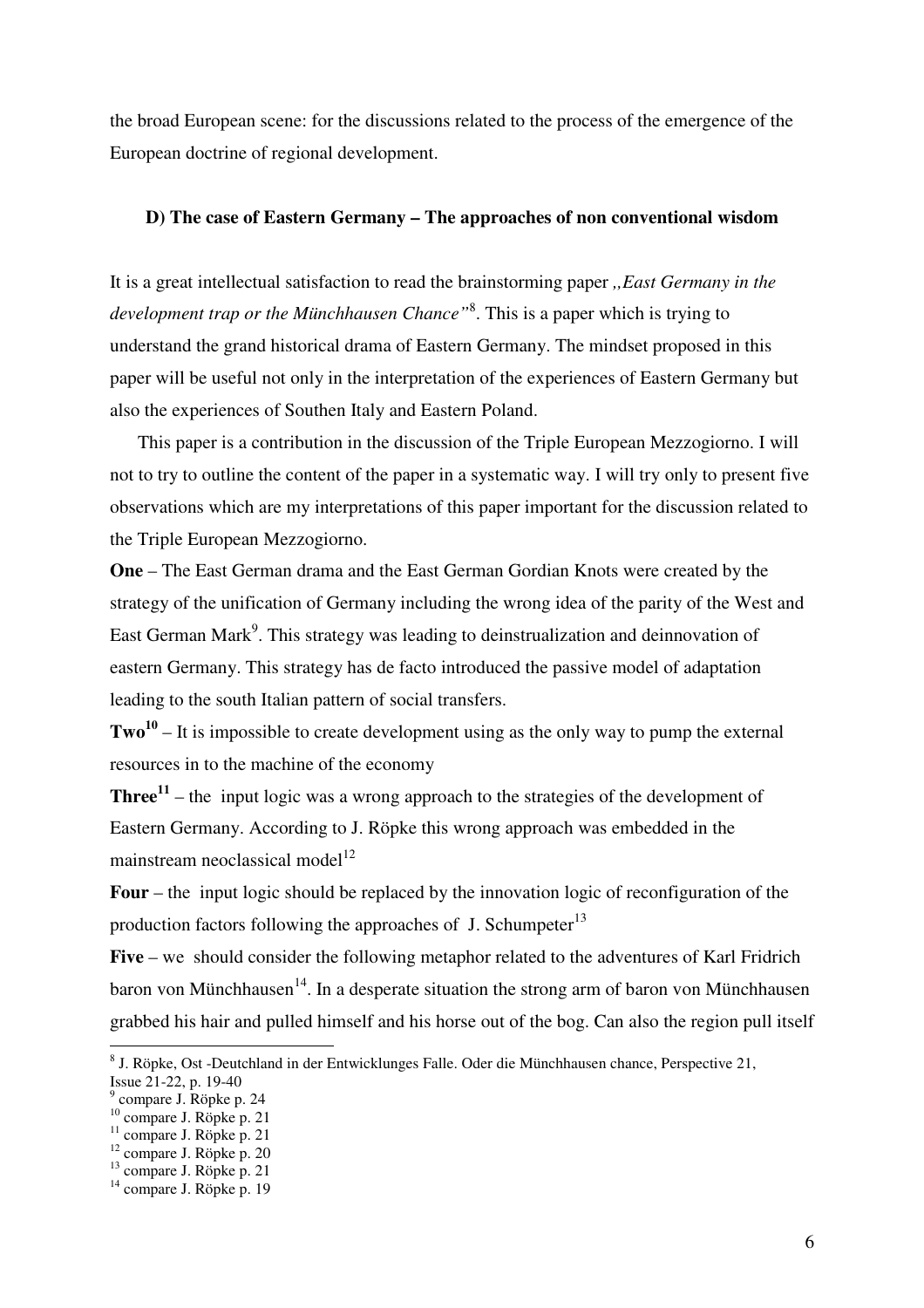the broad European scene: for the discussions related to the process of the emergence of the European doctrine of regional development.

### D) The case of Eastern Germany – The approaches of non conventional wisdom

It is a great intellectual satisfaction to read the brainstorming paper *„East Germany in the development trap or the Münchhausen Chance"*[8]. This is a paper which is trying to understand the grand historical drama of Eastern Germany. The mindset proposed in this paper will be useful not only in the interpretation of the experiences of Eastern Germany but also the experiences of Southen Italy and Eastern Poland.

This paper is a contribution in the discussion of the Triple European Mezzogiorno. I will not to try to outline the content of the paper in a systematic way. I will try only to present five observations which are my interpretations of this paper important for the discussion related to the Triple European Mezzogiorno.

**One** – The East German drama and the East German Gordian Knots were created by the strategy of the unification of Germany including the wrong idea of the parity of the West and East German Mark[9]. This strategy was leading to deinstrualization and deinnovation of eastern Germany. This strategy has de facto introduced the passive model of adaptation leading to the south Italian pattern of social transfers.

**Two**[10] – It is impossible to create development using as the only way to pump the external resources in to the machine of the economy

**Three**[11] – the input logic was a wrong approach to the strategies of the development of Eastern Germany. According to J. Röpke this wrong approach was embedded in the mainstream neoclassical model[12]

**Four** – the input logic should be replaced by the innovation logic of reconfiguration of the production factors following the approaches of J. Schumpeter[13]

**Five** – we should consider the following metaphor related to the adventures of Karl Fridrich baron von Münchhausen[14]. In a desperate situation the strong arm of baron von Münchhausen grabbed his hair and pulled himself and his horse out of the bog. Can also the region pull itself

---

[8] J. Röpke, Ost -Deutchland in der Entwicklunges Falle. Oder die Münchhausen chance, Perspective 21, Issue 21-22, p. 19-40

[9] compare J. Röpke p. 24

[10] compare J. Röpke p. 21

[11] compare J. Röpke p. 21

[12] compare J. Röpke p. 20

[13] compare J. Röpke p. 21

[14] compare J. Röpke p. 19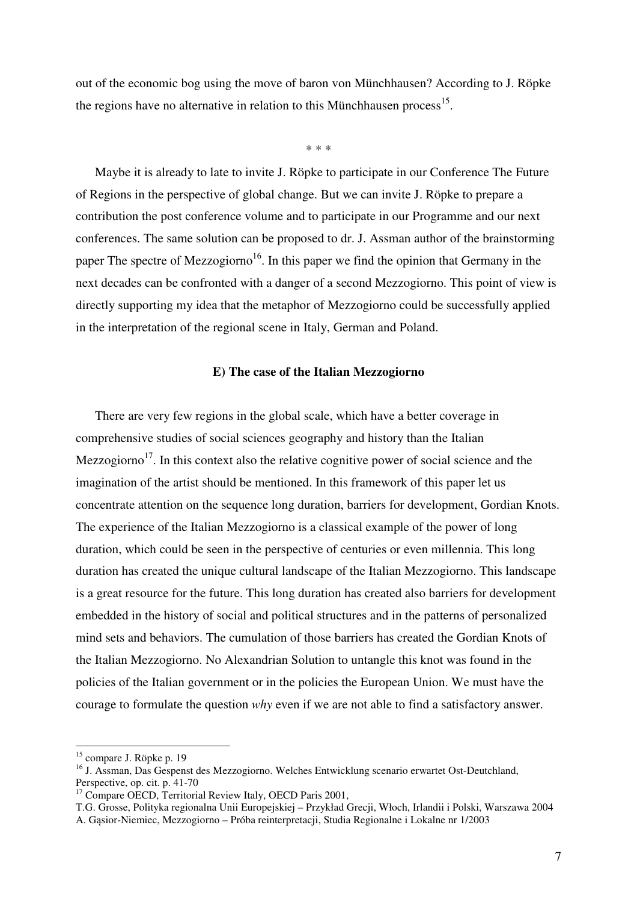out of the economic bog using the move of baron von Münchhausen? According to J. Röpke the regions have no alternative in relation to this Münchhausen process[15].

\* \* \*

Maybe it is already to late to invite J. Röpke to participate in our Conference The Future of Regions in the perspective of global change. But we can invite J. Röpke to prepare a contribution the post conference volume and to participate in our Programme and our next conferences. The same solution can be proposed to dr. J. Assman author of the brainstorming paper The spectre of Mezzogiorno[16]. In this paper we find the opinion that Germany in the next decades can be confronted with a danger of a second Mezzogiorno. This point of view is directly supporting my idea that the metaphor of Mezzogiorno could be successfully applied in the interpretation of the regional scene in Italy, German and Poland.

**E) The case of the Italian Mezzogiorno**

There are very few regions in the global scale, which have a better coverage in comprehensive studies of social sciences geography and history than the Italian Mezzogiorno[17]. In this context also the relative cognitive power of social science and the imagination of the artist should be mentioned. In this framework of this paper let us concentrate attention on the sequence long duration, barriers for development, Gordian Knots. The experience of the Italian Mezzogiorno is a classical example of the power of long duration, which could be seen in the perspective of centuries or even millennia. This long duration has created the unique cultural landscape of the Italian Mezzogiorno. This landscape is a great resource for the future. This long duration has created also barriers for development embedded in the history of social and political structures and in the patterns of personalized mind sets and behaviors. The cumulation of those barriers has created the Gordian Knots of the Italian Mezzogiorno. No Alexandrian Solution to untangle this knot was found in the policies of the Italian government or in the policies the European Union. We must have the courage to formulate the question *why* even if we are not able to find a satisfactory answer.

---

[15] compare J. Röpke p. 19

[16] J. Assman, Das Gespenst des Mezzogiorno. Welches Entwicklung scenario erwartet Ost-Deutchland, Perspective, op. cit. p. 41-70

[17] Compare OECD, Territorial Review Italy, OECD Paris 2001,
T.G. Grosse, Polityka regionalne Unii Europejskiej – Przykład Grecji, Włoch, Irlandii i Polski, Warszawa 2004
A. Gąsior-Niemiec, Mezzogiorno – Próba reinterpretacji, Studia Regionalne i Lokalne nr 1/2003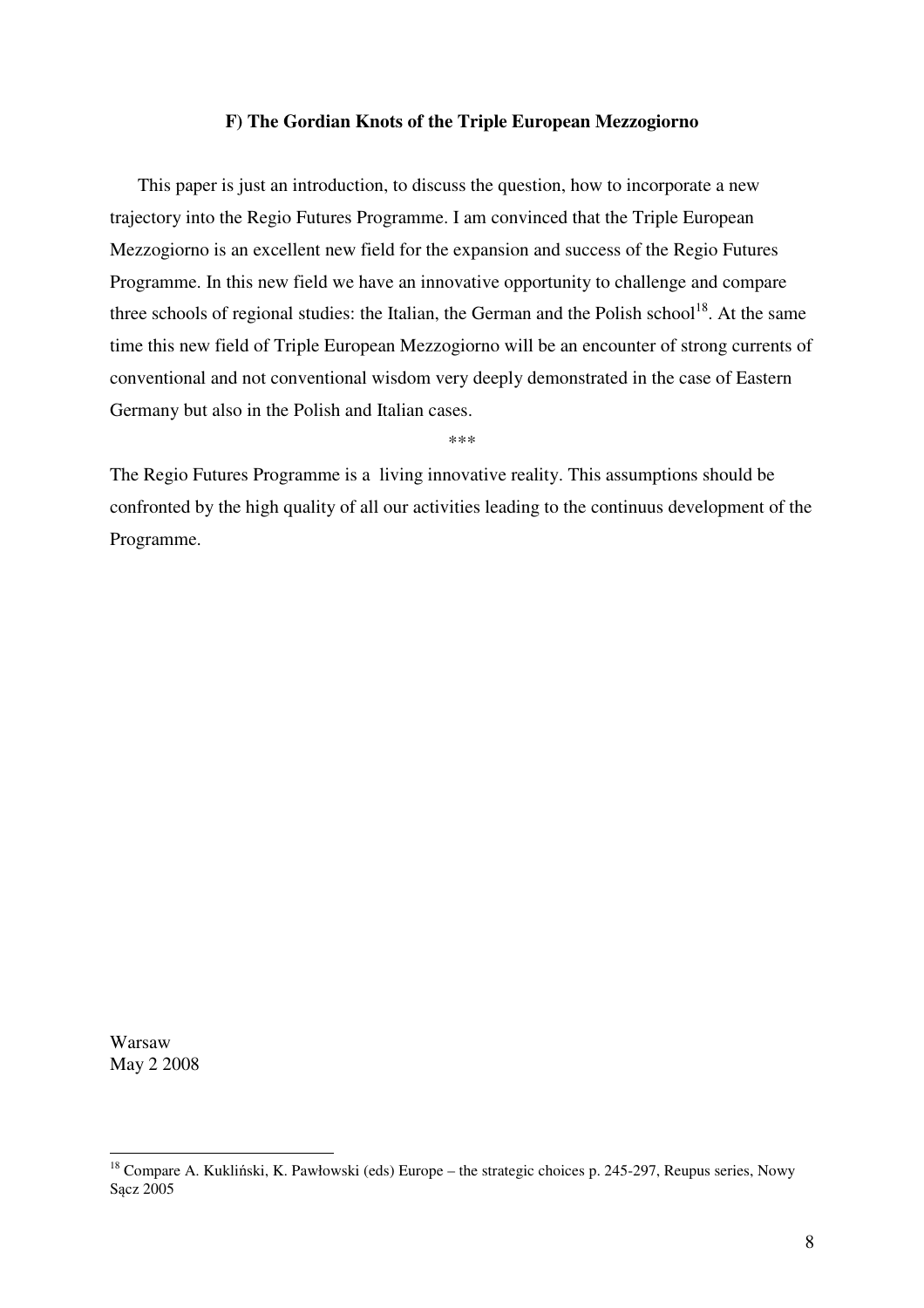### F) The Gordian Knots of the Triple European Mezzogiorno

This paper is just an introduction, to discuss the question, how to incorporate a new trajectory into the Regio Futures Programme. I am convinced that the Triple European Mezzogiorno is an excellent new field for the expansion and success of the Regio Futures Programme. In this new field we have an innovative opportunity to challenge and compare three schools of regional studies: the Italian, the German and the Polish school[18]. At the same time this new field of Triple European Mezzogiorno will be an encounter of strong currents of conventional and not conventional wisdom very deeply demonstrated in the case of Eastern Germany but also in the Polish and Italian cases.

***

The Regio Futures Programme is a living innovative reality. This assumptions should be confronted by the high quality of all our activities leading to the continuus development of the Programme.

Warsaw
May 2 2008

---

[18] Compare A. Kukliński, K. Pawłowski (eds) Europe – the strategic choices p. 245-297, Reupus series, Nowy Sącz 2005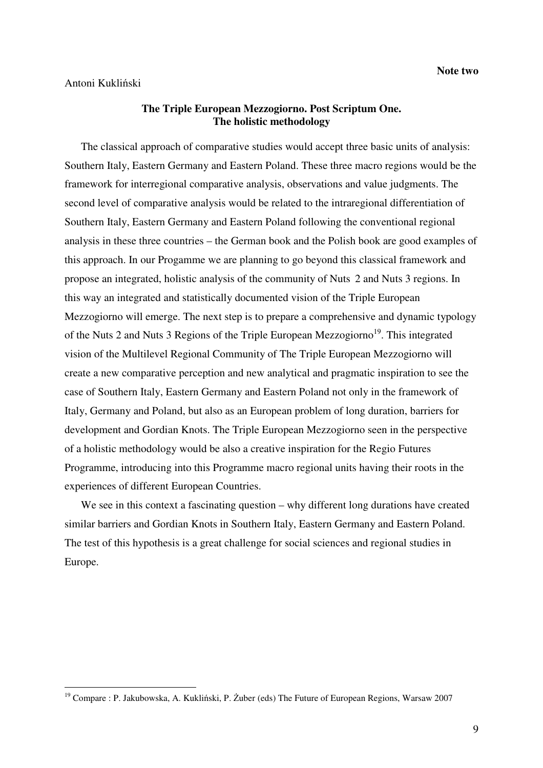**Note two**

Antoni Kukliński

## The Triple European Mezzogiorno. Post Scriptum One. The holistic methodology

The classical approach of comparative studies would accept three basic units of analysis: Southern Italy, Eastern Germany and Eastern Poland. These three macro regions would be the framework for interregional comparative analysis, observations and value judgments. The second level of comparative analysis would be related to the intraregional differentiation of Southern Italy, Eastern Germany and Eastern Poland following the conventional regional analysis in these three countries – the German book and the Polish book are good examples of this approach. In our Progamme we are planning to go beyond this classical framework and propose an integrated, holistic analysis of the community of Nuts 2 and Nuts 3 regions. In this way an integrated and statistically documented vision of the Triple European Mezzogiorno will emerge. The next step is to prepare a comprehensive and dynamic typology of the Nuts 2 and Nuts 3 Regions of the Triple European Mezzogiorno[19]. This integrated vision of the Multilevel Regional Community of The Triple European Mezzogiorno will create a new comparative perception and new analytical and pragmatic inspiration to see the case of Southern Italy, Eastern Germany and Eastern Poland not only in the framework of Italy, Germany and Poland, but also as an European problem of long duration, barriers for development and Gordian Knots. The Triple European Mezzogiorno seen in the perspective of a holistic methodology would be also a creative inspiration for the Regio Futures Programme, introducing into this Programme macro regional units having their roots in the experiences of different European Countries.

We see in this context a fascinating question – why different long durations have created similar barriers and Gordian Knots in Southern Italy, Eastern Germany and Eastern Poland. The test of this hypothesis is a great challenge for social sciences and regional studies in Europe.

---

[19] Compare : P. Jakubowska, A. Kukliński, P. Żuber (eds) The Future of European Regions, Warsaw 2007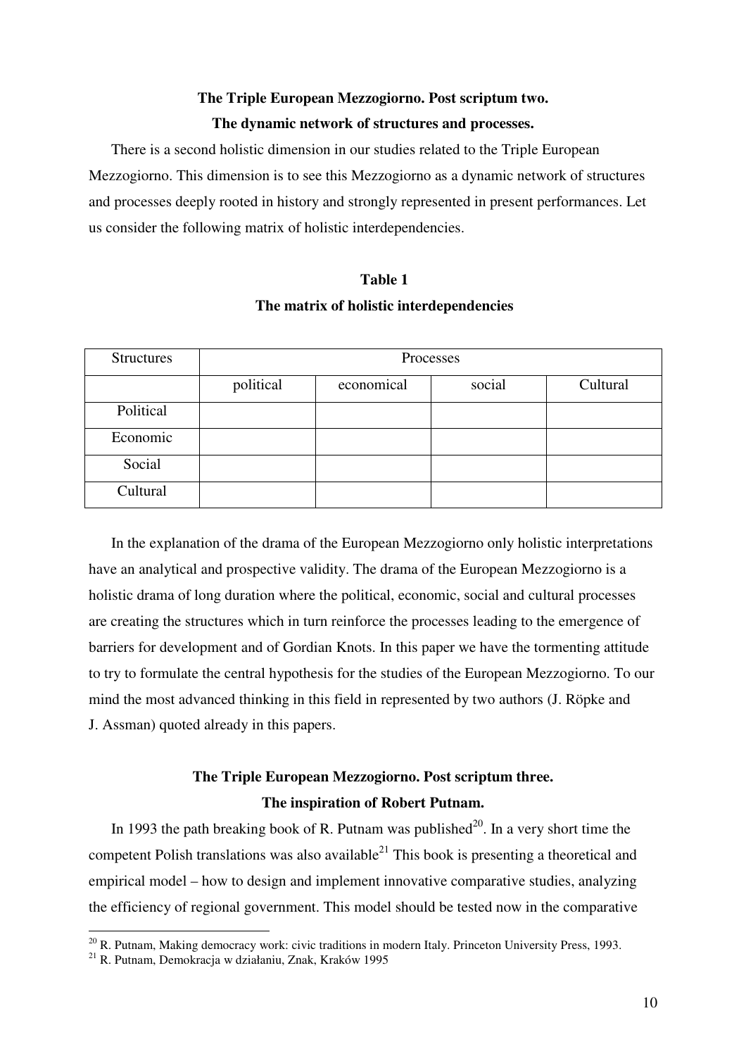## The Triple European Mezzogiorno. Post scriptum two.
## The dynamic network of structures and processes.

There is a second holistic dimension in our studies related to the Triple European Mezzogiorno. This dimension is to see this Mezzogiorno as a dynamic network of structures and processes deeply rooted in history and strongly represented in present performances. Let us consider the following matrix of holistic interdependencies.

**Table 1**

**The matrix of holistic interdependencies**

| Structures | Processes | | | |
|---|---|---|---|---|
| | political | economical | social | Cultural |
| Political | | | | |
| Economic | | | | |
| Social | | | | |
| Cultural | | | | |

In the explanation of the drama of the European Mezzogiorno only holistic interpretations have an analytical and prospective validity. The drama of the European Mezzogiorno is a holistic drama of long duration where the political, economic, social and cultural processes are creating the structures which in turn reinforce the processes leading to the emergence of barriers for development and of Gordian Knots. In this paper we have the tormenting attitude to try to formulate the central hypothesis for the studies of the European Mezzogiorno. To our mind the most advanced thinking in this field in represented by two authors (J. Röpke and J. Assman) quoted already in this papers.

## The Triple European Mezzogiorno. Post scriptum three.
## The inspiration of Robert Putnam.

In 1993 the path breaking book of R. Putnam was published[20]. In a very short time the competent Polish translations was also available[21] This book is presenting a theoretical and empirical model – how to design and implement innovative comparative studies, analyzing the efficiency of regional government. This model should be tested now in the comparative

[20] R. Putnam, Making democracy work: civic traditions in modern Italy. Princeton University Press, 1993.

[21] R. Putnam, Demokracja w działaniu, Znak, Kraków 1995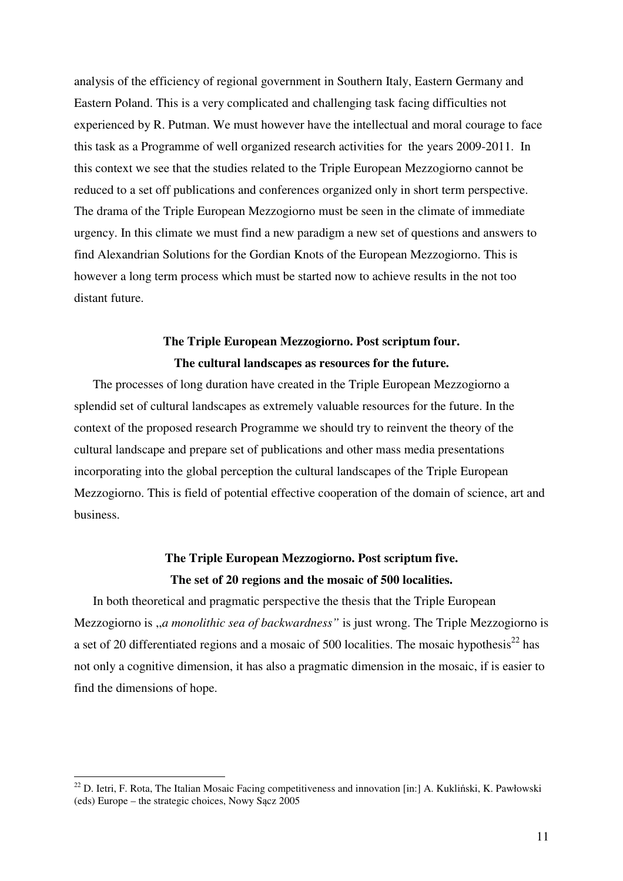analysis of the efficiency of regional government in Southern Italy, Eastern Germany and Eastern Poland. This is a very complicated and challenging task facing difficulties not experienced by R. Putman. We must however have the intellectual and moral courage to face this task as a Programme of well organized research activities for the years 2009-2011. In this context we see that the studies related to the Triple European Mezzogiorno cannot be reduced to a set off publications and conferences organized only in short term perspective. The drama of the Triple European Mezzogiorno must be seen in the climate of immediate urgency. In this climate we must find a new paradigm a new set of questions and answers to find Alexandrian Solutions for the Gordian Knots of the European Mezzogiorno. This is however a long term process which must be started now to achieve results in the not too distant future.

## The Triple European Mezzogiorno. Post scriptum four.
## The cultural landscapes as resources for the future.

The processes of long duration have created in the Triple European Mezzogiorno a splendid set of cultural landscapes as extremely valuable resources for the future. In the context of the proposed research Programme we should try to reinvent the theory of the cultural landscape and prepare set of publications and other mass media presentations incorporating into the global perception the cultural landscapes of the Triple European Mezzogiorno. This is field of potential effective cooperation of the domain of science, art and business.

## The Triple European Mezzogiorno. Post scriptum five.
## The set of 20 regions and the mosaic of 500 localities.

In both theoretical and pragmatic perspective the thesis that the Triple European Mezzogiorno is „*a monolithic sea of backwardness”* is just wrong. The Triple Mezzogiorno is a set of 20 differentiated regions and a mosaic of 500 localities. The mosaic hypothesis[22] has not only a cognitive dimension, it has also a pragmatic dimension in the mosaic, if is easier to find the dimensions of hope.

---

[22] D. Ietri, F. Rota, The Italian Mosaic Facing competitiveness and innovation [in:] A. Kukliński, K. Pawłowski (eds) Europe – the strategic choices, Nowy Sącz 2005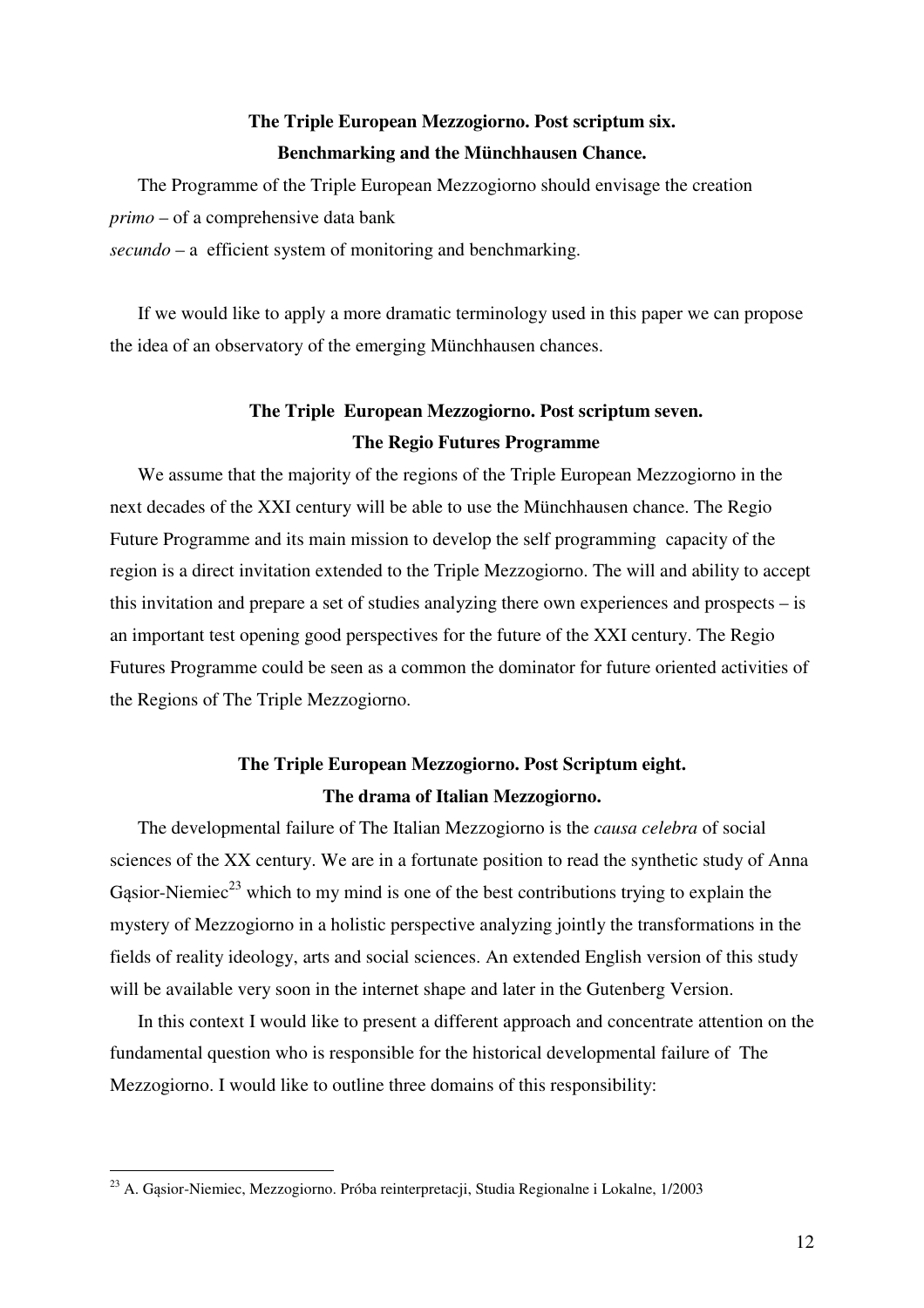## The Triple European Mezzogiorno. Post scriptum six.
## Benchmarking and the Münchhausen Chance.

The Programme of the Triple European Mezzogiorno should envisage the creation
*primo* – of a comprehensive data bank
*secundo* – a efficient system of monitoring and benchmarking.

If we would like to apply a more dramatic terminology used in this paper we can propose the idea of an observatory of the emerging Münchhausen chances.

## The Triple European Mezzogiorno. Post scriptum seven.
## The Regio Futures Programme

We assume that the majority of the regions of the Triple European Mezzogiorno in the next decades of the XXI century will be able to use the Münchhausen chance. The Regio Future Programme and its main mission to develop the self programming capacity of the region is a direct invitation extended to the Triple Mezzogiorno. The will and ability to accept this invitation and prepare a set of studies analyzing there own experiences and prospects – is an important test opening good perspectives for the future of the XXI century. The Regio Futures Programme could be seen as a common the dominator for future oriented activities of the Regions of The Triple Mezzogiorno.

## The Triple European Mezzogiorno. Post Scriptum eight.
## The drama of Italian Mezzogiorno.

The developmental failure of The Italian Mezzogiorno is the *causa celebra* of social sciences of the XX century. We are in a fortunate position to read the synthetic study of Anna Gąsior-Niemiec[23] which to my mind is one of the best contributions trying to explain the mystery of Mezzogiorno in a holistic perspective analyzing jointly the transformations in the fields of reality ideology, arts and social sciences. An extended English version of this study will be available very soon in the internet shape and later in the Gutenberg Version.

In this context I would like to present a different approach and concentrate attention on the fundamental question who is responsible for the historical developmental failure of The Mezzogiorno. I would like to outline three domains of this responsibility:

---

[23] A. Gąsior-Niemiec, Mezzogiorno. Próba reinterpretacji, Studia Regionalne i Lokalne, 1/2003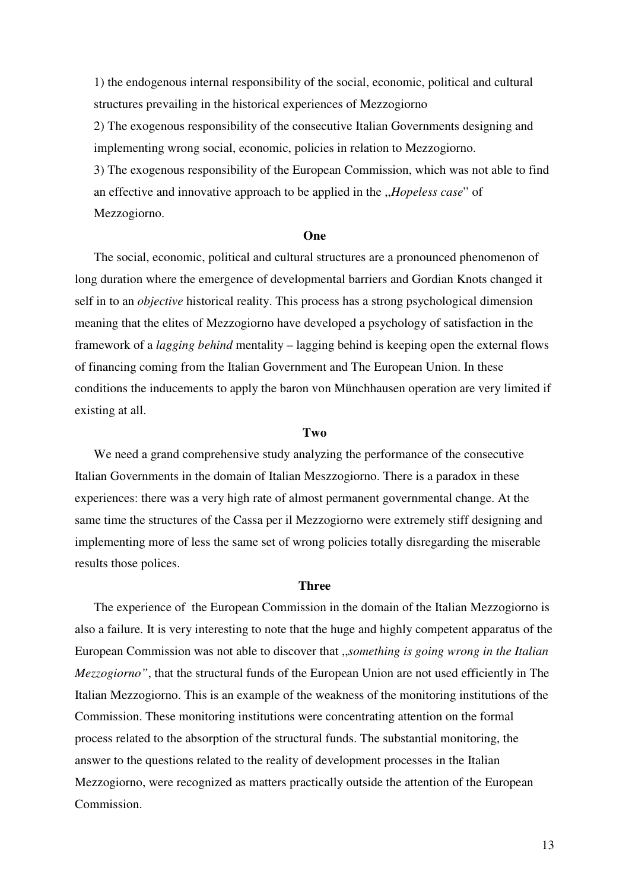1) the endogenous internal responsibility of the social, economic, political and cultural structures prevailing in the historical experiences of Mezzogiorno

2) The exogenous responsibility of the consecutive Italian Governments designing and implementing wrong social, economic, policies in relation to Mezzogiorno.

3) The exogenous responsibility of the European Commission, which was not able to find an effective and innovative approach to be applied in the „*Hopeless case*" of Mezzogiorno.

**One**

The social, economic, political and cultural structures are a pronounced phenomenon of long duration where the emergence of developmental barriers and Gordian Knots changed it self in to an *objective* historical reality. This process has a strong psychological dimension meaning that the elites of Mezzogiorno have developed a psychology of satisfaction in the framework of a *lagging behind* mentality – lagging behind is keeping open the external flows of financing coming from the Italian Government and The European Union. In these conditions the inducements to apply the baron von Münchhausen operation are very limited if existing at all.

**Two**

We need a grand comprehensive study analyzing the performance of the consecutive Italian Governments in the domain of Italian Meszzogiorno. There is a paradox in these experiences: there was a very high rate of almost permanent governmental change. At the same time the structures of the Cassa per il Mezzogiorno were extremely stiff designing and implementing more of less the same set of wrong policies totally disregarding the miserable results those polices.

**Three**

The experience of the European Commission in the domain of the Italian Mezzogiorno is also a failure. It is very interesting to note that the huge and highly competent apparatus of the European Commission was not able to discover that „*something is going wrong in the Italian Mezzogiorno"*, that the structural funds of the European Union are not used efficiently in The Italian Mezzogiorno. This is an example of the weakness of the monitoring institutions of the Commission. These monitoring institutions were concentrating attention on the formal process related to the absorption of the structural funds. The substantial monitoring, the answer to the questions related to the reality of development processes in the Italian Mezzogiorno, were recognized as matters practically outside the attention of the European Commission.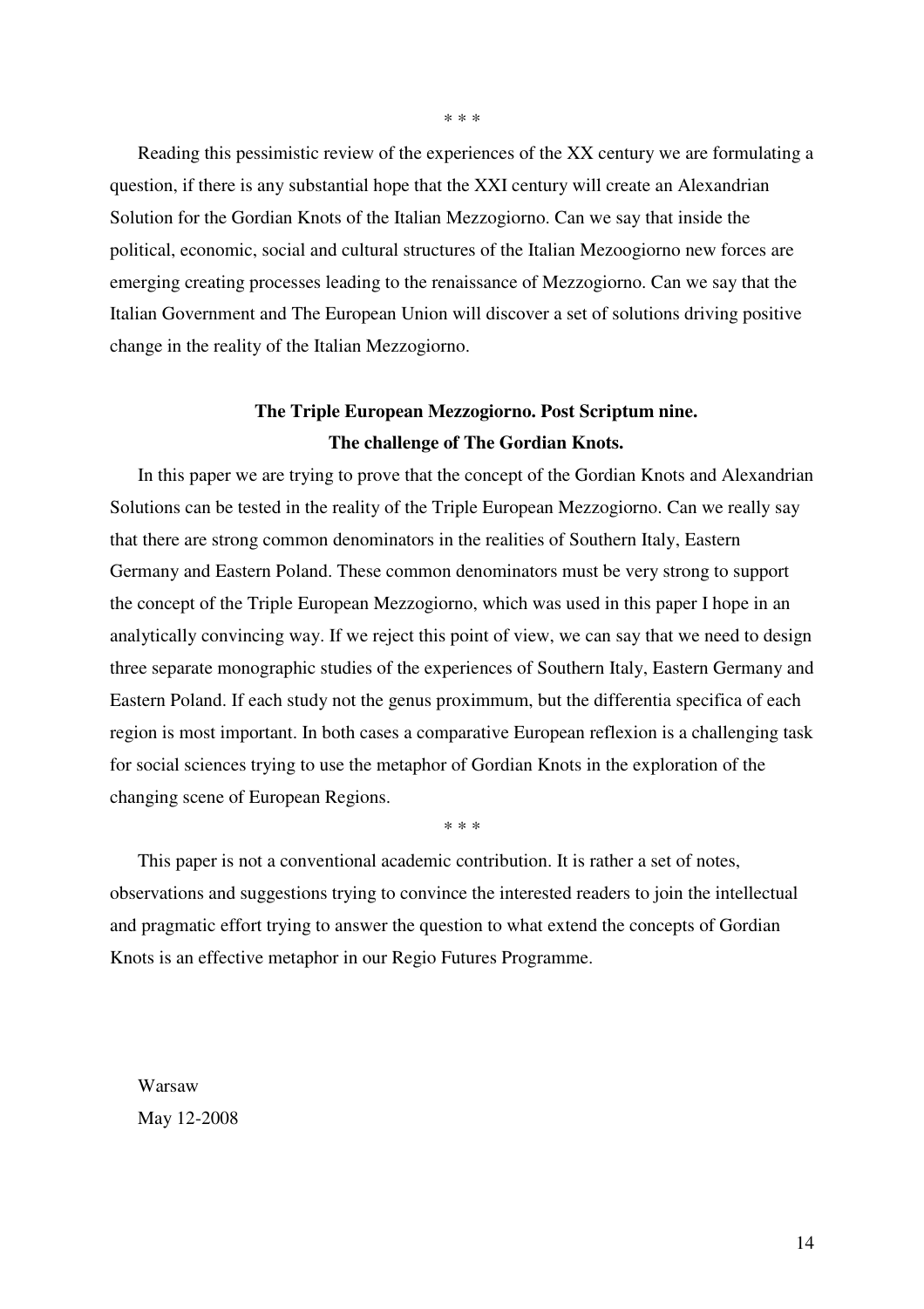\* \* \*

Reading this pessimistic review of the experiences of the XX century we are formulating a question, if there is any substantial hope that the XXI century will create an Alexandrian Solution for the Gordian Knots of the Italian Mezzogiorno. Can we say that inside the political, economic, social and cultural structures of the Italian Mezoogiorno new forces are emerging creating processes leading to the renaissance of Mezzogiorno. Can we say that the Italian Government and The European Union will discover a set of solutions driving positive change in the reality of the Italian Mezzogiorno.

**The Triple European Mezzogiorno. Post Scriptum nine.**
**The challenge of The Gordian Knots.**

In this paper we are trying to prove that the concept of the Gordian Knots and Alexandrian Solutions can be tested in the reality of the Triple European Mezzogiorno. Can we really say that there are strong common denominators in the realities of Southern Italy, Eastern Germany and Eastern Poland. These common denominators must be very strong to support the concept of the Triple European Mezzogiorno, which was used in this paper I hope in an analytically convincing way. If we reject this point of view, we can say that we need to design three separate monographic studies of the experiences of Southern Italy, Eastern Germany and Eastern Poland. If each study not the genus proximmum, but the differentia specifica of each region is most important. In both cases a comparative European reflexion is a challenging task for social sciences trying to use the metaphor of Gordian Knots in the exploration of the changing scene of European Regions.

\* \* \*

This paper is not a conventional academic contribution. It is rather a set of notes, observations and suggestions trying to convince the interested readers to join the intellectual and pragmatic effort trying to answer the question to what extend the concepts of Gordian Knots is an effective metaphor in our Regio Futures Programme.

Warsaw
May 12-2008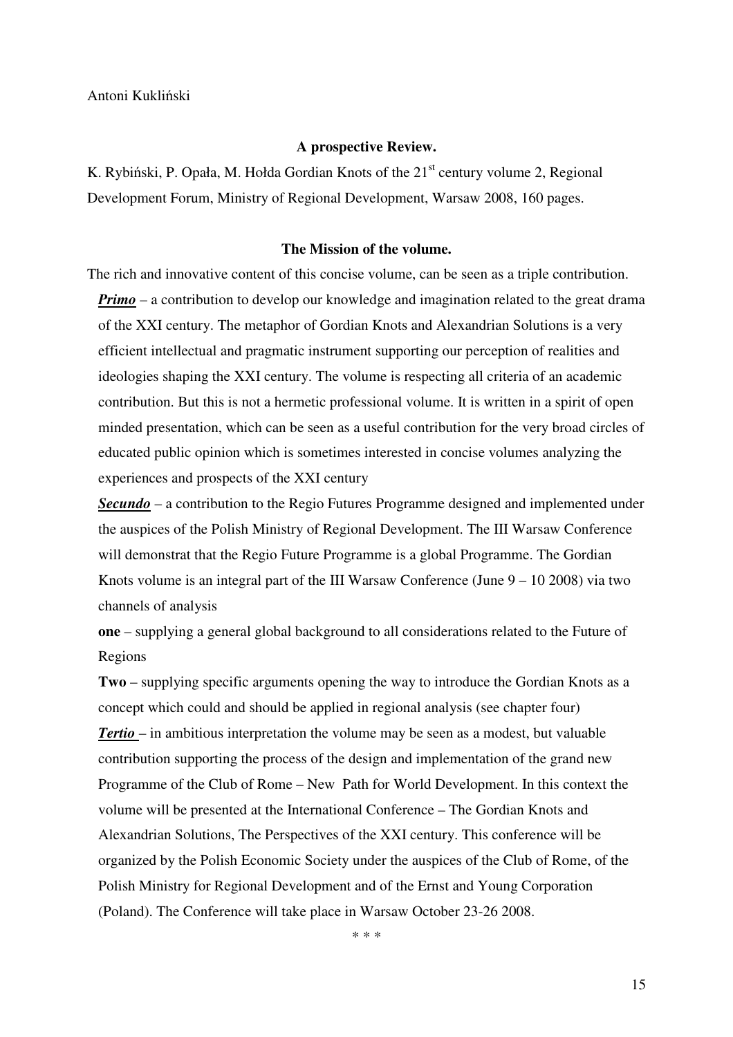Antoni Kukliński

**A prospective Review.**

K. Rybiński, P. Opała, M. Hołda Gordian Knots of the 21st century volume 2, Regional Development Forum, Ministry of Regional Development, Warsaw 2008, 160 pages.

**The Mission of the volume.**

The rich and innovative content of this concise volume, can be seen as a triple contribution.

***Primo*** – a contribution to develop our knowledge and imagination related to the great drama of the XXI century. The metaphor of Gordian Knots and Alexandrian Solutions is a very efficient intellectual and pragmatic instrument supporting our perception of realities and ideologies shaping the XXI century. The volume is respecting all criteria of an academic contribution. But this is not a hermetic professional volume. It is written in a spirit of open minded presentation, which can be seen as a useful contribution for the very broad circles of educated public opinion which is sometimes interested in concise volumes analyzing the experiences and prospects of the XXI century

***Secundo*** – a contribution to the Regio Futures Programme designed and implemented under the auspices of the Polish Ministry of Regional Development. The III Warsaw Conference will demonstrat that the Regio Future Programme is a global Programme. The Gordian Knots volume is an integral part of the III Warsaw Conference (June 9 – 10 2008) via two channels of analysis

**one** – supplying a general global background to all considerations related to the Future of Regions

**Two** – supplying specific arguments opening the way to introduce the Gordian Knots as a concept which could and should be applied in regional analysis (see chapter four)

***Tertio*** – in ambitious interpretation the volume may be seen as a modest, but valuable contribution supporting the process of the design and implementation of the grand new Programme of the Club of Rome – New Path for World Development. In this context the volume will be presented at the International Conference – The Gordian Knots and Alexandrian Solutions, The Perspectives of the XXI century. This conference will be organized by the Polish Economic Society under the auspices of the Club of Rome, of the Polish Ministry for Regional Development and of the Ernst and Young Corporation (Poland). The Conference will take place in Warsaw October 23-26 2008.

\* \* \*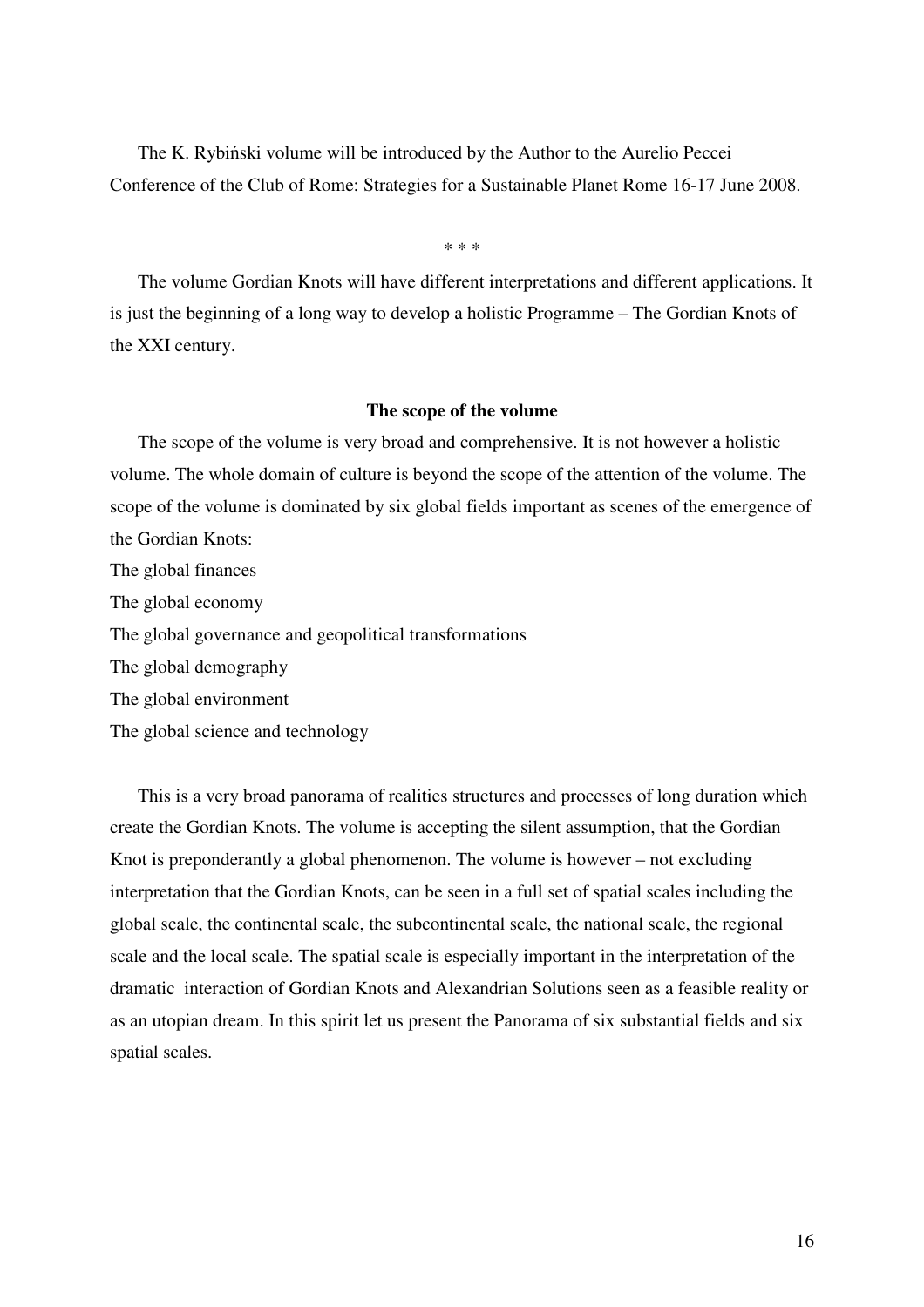The K. Rybiński volume will be introduced by the Author to the Aurelio Peccei Conference of the Club of Rome: Strategies for a Sustainable Planet Rome 16-17 June 2008.

* * *

The volume Gordian Knots will have different interpretations and different applications. It is just the beginning of a long way to develop a holistic Programme – The Gordian Knots of the XXI century.

**The scope of the volume**

The scope of the volume is very broad and comprehensive. It is not however a holistic volume. The whole domain of culture is beyond the scope of the attention of the volume. The scope of the volume is dominated by six global fields important as scenes of the emergence of the Gordian Knots:

The global finances  
The global economy  
The global governance and geopolitical transformations  
The global demography  
The global environment  
The global science and technology

This is a very broad panorama of realities structures and processes of long duration which create the Gordian Knots. The volume is accepting the silent assumption, that the Gordian Knot is preponderantly a global phenomenon. The volume is however – not excluding interpretation that the Gordian Knots, can be seen in a full set of spatial scales including the global scale, the continental scale, the subcontinental scale, the national scale, the regional scale and the local scale. The spatial scale is especially important in the interpretation of the dramatic interaction of Gordian Knots and Alexandrian Solutions seen as a feasible reality or as an utopian dream. In this spirit let us present the Panorama of six substantial fields and six spatial scales.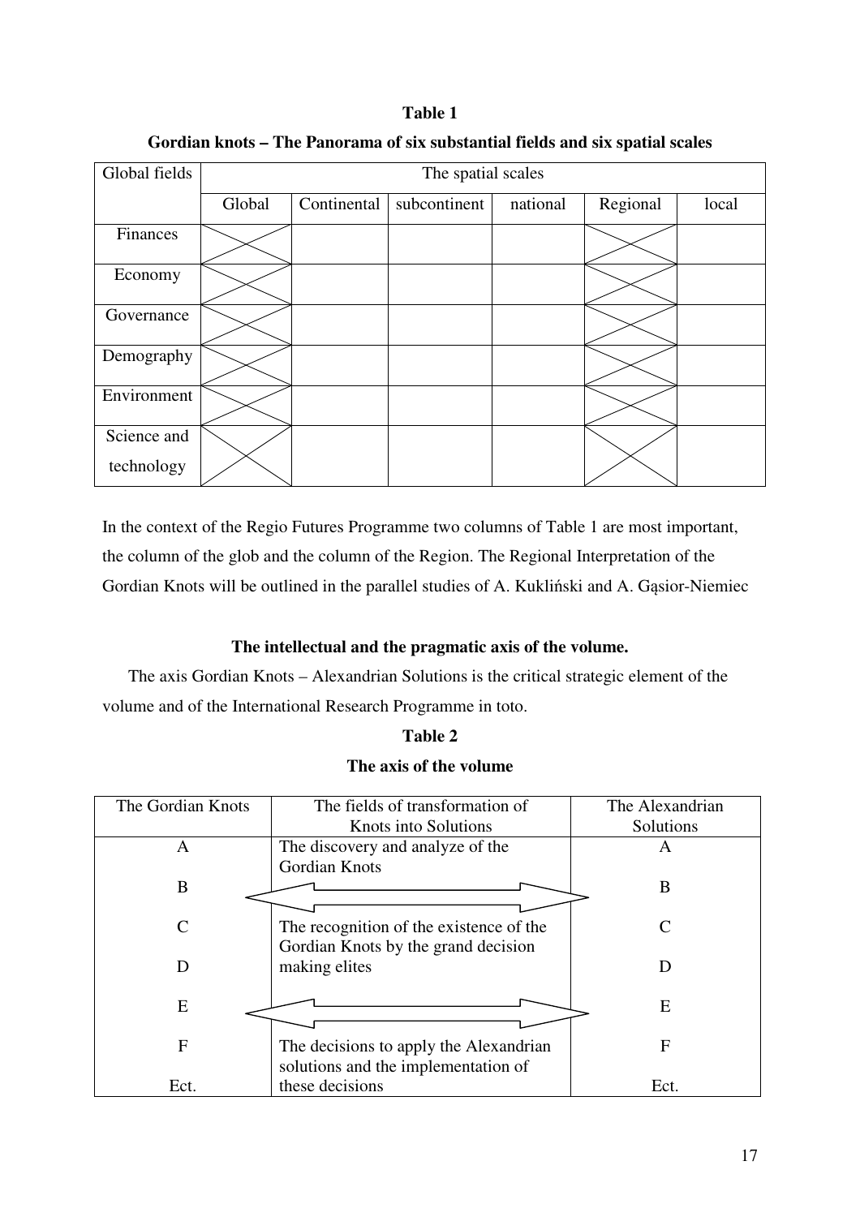**Table 1**

**Gordian knots – The Panorama of six substantial fields and six spatial scales**

| Global fields | The spatial scales | | | | | |
|---|---|---|---|---|---|---|
| | Global | Continental | subcontinent | national | Regional | local |
| Finances | X | | | | X | |
| Economy | X | | | | X | |
| Governance | X | | | | X | |
| Demography | X | | | | X | |
| Environment | X | | | | X | |
| Science and technology | X | | | | X | |

In the context of the Regio Futures Programme two columns of Table 1 are most important, the column of the glob and the column of the Region. The Regional Interpretation of the Gordian Knots will be outlined in the parallel studies of A. Kukliński and A. Gąsior-Niemiec

**The intellectual and the pragmatic axis of the volume.**

The axis Gordian Knots – Alexandrian Solutions is the critical strategic element of the volume and of the International Research Programme in toto.

**Table 2**

**The axis of the volume**

| The Gordian Knots | The fields of transformation of Knots into Solutions | The Alexandrian Solutions |
|---|---|---|
| A | The discovery and analyze of the Gordian Knots | A |
| B | ⟷ | B |
| C | The recognition of the existence of the Gordian Knots by the grand decision making elites | C |
| D | | D |
| E | ⟷ | E |
| F | The decisions to apply the Alexandrian solutions and the implementation of these decisions | F |
| Ect. | | Ect. |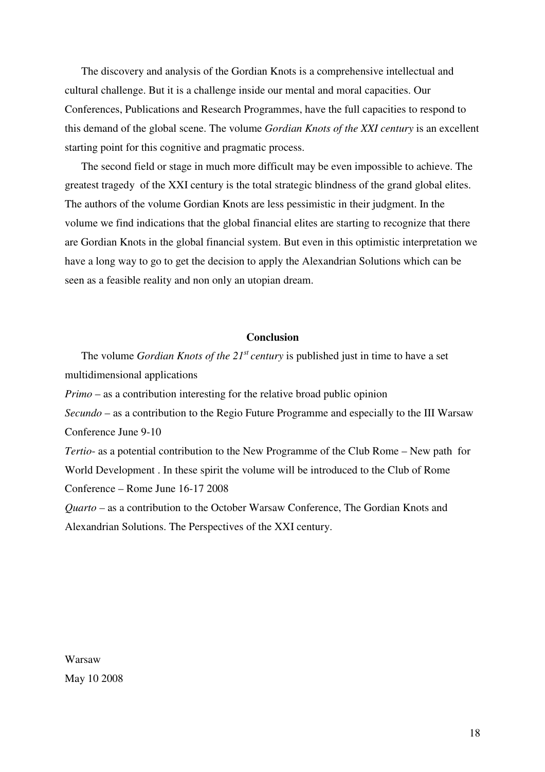The discovery and analysis of the Gordian Knots is a comprehensive intellectual and cultural challenge. But it is a challenge inside our mental and moral capacities. Our Conferences, Publications and Research Programmes, have the full capacities to respond to this demand of the global scene. The volume *Gordian Knots of the XXI century* is an excellent starting point for this cognitive and pragmatic process.

The second field or stage in much more difficult may be even impossible to achieve. The greatest tragedy of the XXI century is the total strategic blindness of the grand global elites. The authors of the volume Gordian Knots are less pessimistic in their judgment. In the volume we find indications that the global financial elites are starting to recognize that there are Gordian Knots in the global financial system. But even in this optimistic interpretation we have a long way to go to get the decision to apply the Alexandrian Solutions which can be seen as a feasible reality and non only an utopian dream.

**Conclusion**

The volume *Gordian Knots of the 21st century* is published just in time to have a set multidimensional applications

*Primo* – as a contribution interesting for the relative broad public opinion

*Secundo* – as a contribution to the Regio Future Programme and especially to the III Warsaw Conference June 9-10

*Tertio*- as a potential contribution to the New Programme of the Club Rome – New path for World Development . In these spirit the volume will be introduced to the Club of Rome Conference – Rome June 16-17 2008

*Quarto* – as a contribution to the October Warsaw Conference, The Gordian Knots and Alexandrian Solutions. The Perspectives of the XXI century.

Warsaw

May 10 2008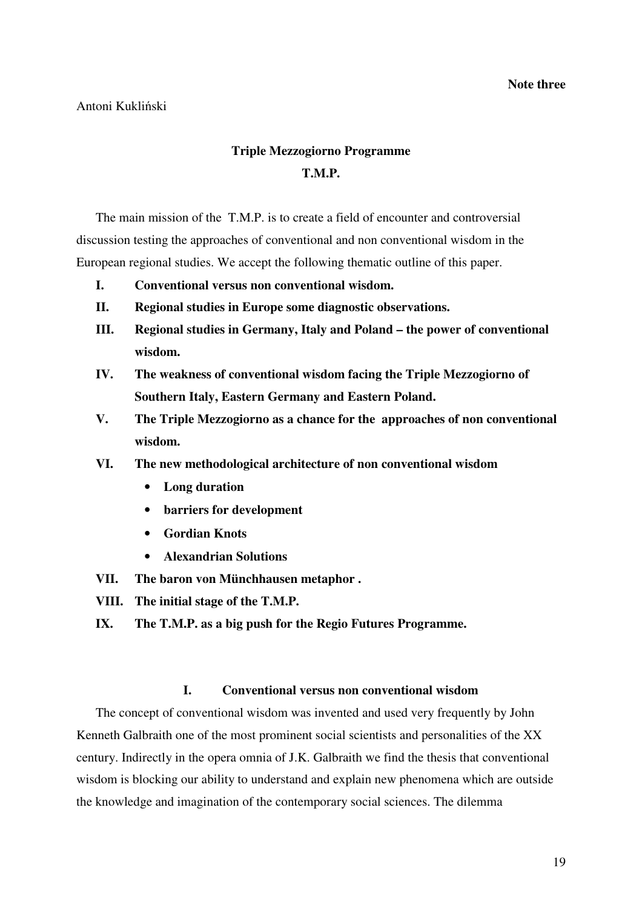**Note three**

Antoni Kukliński

# Triple Mezzogiorno Programme
# T.M.P.

The main mission of the T.M.P. is to create a field of encounter and controversial discussion testing the approaches of conventional and non conventional wisdom in the European regional studies. We accept the following thematic outline of this paper.

**I. Conventional versus non conventional wisdom.**

**II. Regional studies in Europe some diagnostic observations.**

**III. Regional studies in Germany, Italy and Poland – the power of conventional wisdom.**

**IV. The weakness of conventional wisdom facing the Triple Mezzogiorno of Southern Italy, Eastern Germany and Eastern Poland.**

**V. The Triple Mezzogiorno as a chance for the approaches of non conventional wisdom.**

**VI. The new methodological architecture of non conventional wisdom**

- **Long duration**
- **barriers for development**
- **Gordian Knots**
- **Alexandrian Solutions**

**VII. The baron von Münchhausen metaphor .**

**VIII. The initial stage of the T.M.P.**

**IX. The T.M.P. as a big push for the Regio Futures Programme.**

## I. Conventional versus non conventional wisdom

The concept of conventional wisdom was invented and used very frequently by John Kenneth Galbraith one of the most prominent social scientists and personalities of the XX century. Indirectly in the opera omnia of J.K. Galbraith we find the thesis that conventional wisdom is blocking our ability to understand and explain new phenomena which are outside the knowledge and imagination of the contemporary social sciences. The dilemma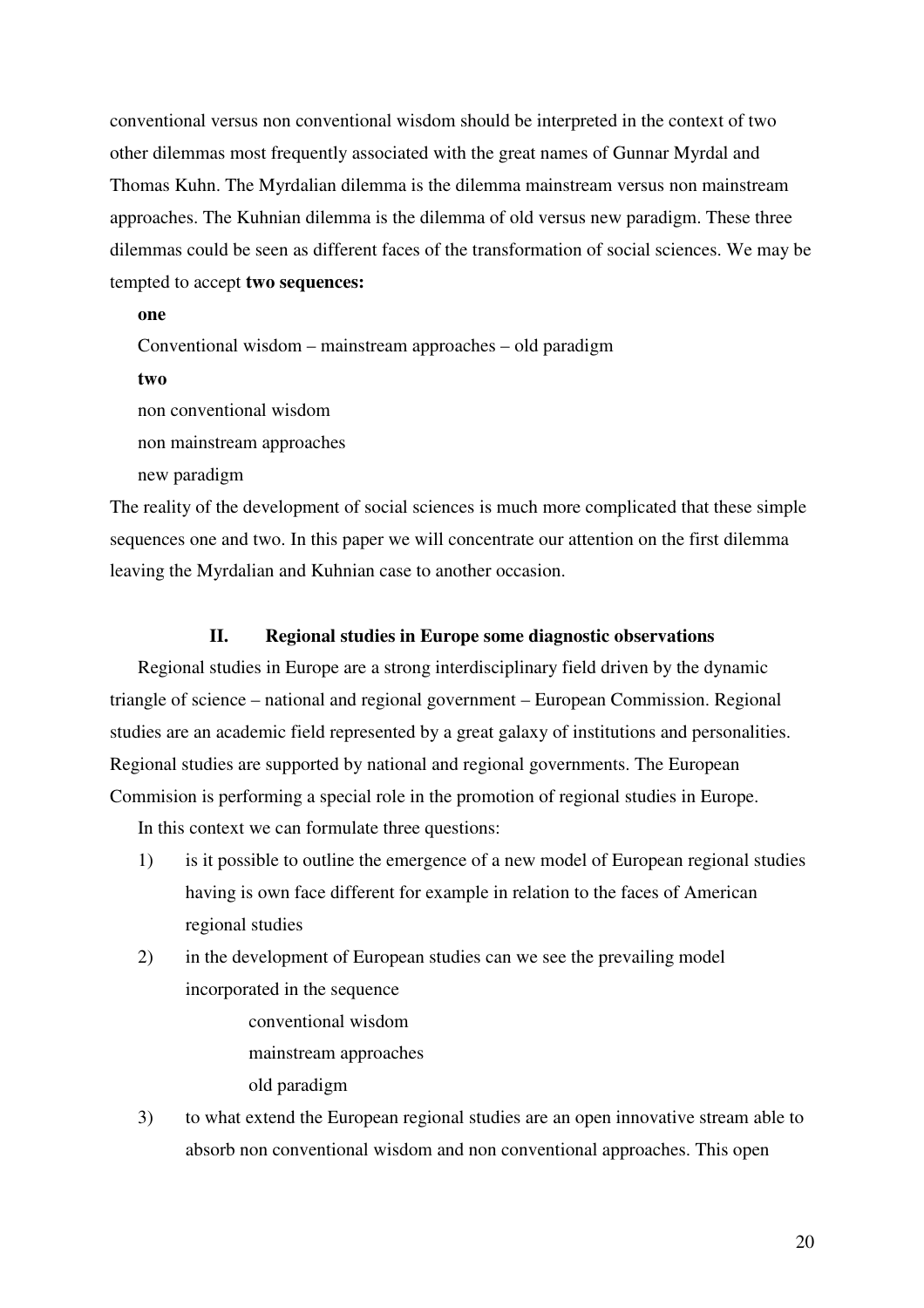conventional versus non conventional wisdom should be interpreted in the context of two other dilemmas most frequently associated with the great names of Gunnar Myrdal and Thomas Kuhn. The Myrdalian dilemma is the dilemma mainstream versus non mainstream approaches. The Kuhnian dilemma is the dilemma of old versus new paradigm. These three dilemmas could be seen as different faces of the transformation of social sciences. We may be tempted to accept **two sequences:**

**one**

Conventional wisdom – mainstream approaches – old paradigm

**two**

non conventional wisdom

non mainstream approaches

new paradigm

The reality of the development of social sciences is much more complicated that these simple sequences one and two. In this paper we will concentrate our attention on the first dilemma leaving the Myrdalian and Kuhnian case to another occasion.

## II. Regional studies in Europe some diagnostic observations

Regional studies in Europe are a strong interdisciplinary field driven by the dynamic triangle of science – national and regional government – European Commission. Regional studies are an academic field represented by a great galaxy of institutions and personalities. Regional studies are supported by national and regional governments. The European Commision is performing a special role in the promotion of regional studies in Europe.

In this context we can formulate three questions:

1) is it possible to outline the emergence of a new model of European regional studies having is own face different for example in relation to the faces of American regional studies
2) in the development of European studies can we see the prevailing model incorporated in the sequence

   conventional wisdom

   mainstream approaches

   old paradigm
3) to what extend the European regional studies are an open innovative stream able to absorb non conventional wisdom and non conventional approaches. This open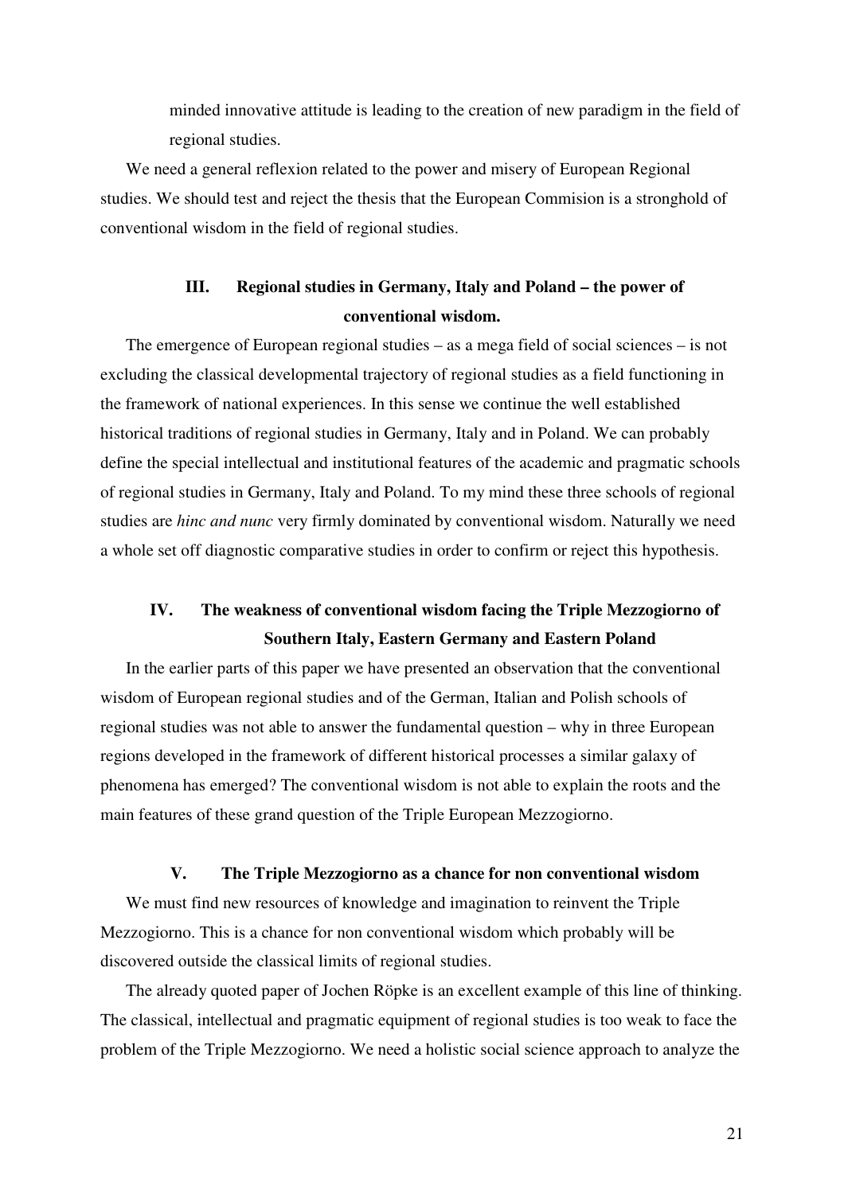minded innovative attitude is leading to the creation of new paradigm in the field of regional studies.

We need a general reflexion related to the power and misery of European Regional studies. We should test and reject the thesis that the European Commision is a stronghold of conventional wisdom in the field of regional studies.

## III. Regional studies in Germany, Italy and Poland – the power of conventional wisdom.

The emergence of European regional studies – as a mega field of social sciences – is not excluding the classical developmental trajectory of regional studies as a field functioning in the framework of national experiences. In this sense we continue the well established historical traditions of regional studies in Germany, Italy and in Poland. We can probably define the special intellectual and institutional features of the academic and pragmatic schools of regional studies in Germany, Italy and Poland. To my mind these three schools of regional studies are *hinc and nunc* very firmly dominated by conventional wisdom. Naturally we need a whole set off diagnostic comparative studies in order to confirm or reject this hypothesis.

## IV. The weakness of conventional wisdom facing the Triple Mezzogiorno of Southern Italy, Eastern Germany and Eastern Poland

In the earlier parts of this paper we have presented an observation that the conventional wisdom of European regional studies and of the German, Italian and Polish schools of regional studies was not able to answer the fundamental question – why in three European regions developed in the framework of different historical processes a similar galaxy of phenomena has emerged? The conventional wisdom is not able to explain the roots and the main features of these grand question of the Triple European Mezzogiorno.

## V. The Triple Mezzogiorno as a chance for non conventional wisdom

We must find new resources of knowledge and imagination to reinvent the Triple Mezzogiorno. This is a chance for non conventional wisdom which probably will be discovered outside the classical limits of regional studies.

The already quoted paper of Jochen Röpke is an excellent example of this line of thinking. The classical, intellectual and pragmatic equipment of regional studies is too weak to face the problem of the Triple Mezzogiorno. We need a holistic social science approach to analyze the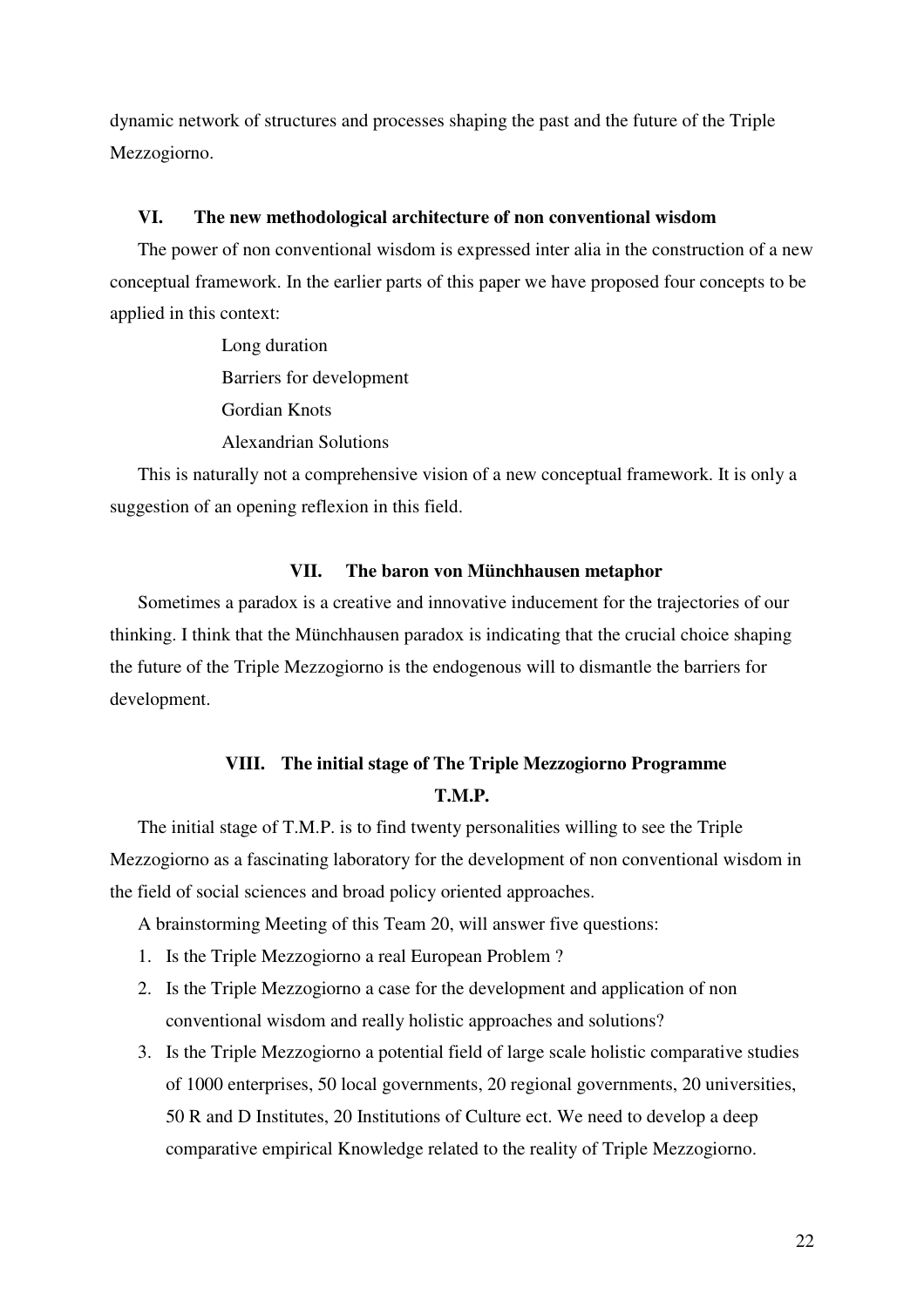dynamic network of structures and processes shaping the past and the future of the Triple Mezzogiorno.

## VI. The new methodological architecture of non conventional wisdom

The power of non conventional wisdom is expressed inter alia in the construction of a new conceptual framework. In the earlier parts of this paper we have proposed four concepts to be applied in this context:

Long duration
Barriers for development
Gordian Knots
Alexandrian Solutions

This is naturally not a comprehensive vision of a new conceptual framework. It is only a suggestion of an opening reflexion in this field.

## VII. The baron von Münchhausen metaphor

Sometimes a paradox is a creative and innovative inducement for the trajectories of our thinking. I think that the Münchhausen paradox is indicating that the crucial choice shaping the future of the Triple Mezzogiorno is the endogenous will to dismantle the barriers for development.

## VIII. The initial stage of The Triple Mezzogiorno Programme T.M.P.

The initial stage of T.M.P. is to find twenty personalities willing to see the Triple Mezzogiorno as a fascinating laboratory for the development of non conventional wisdom in the field of social sciences and broad policy oriented approaches.

A brainstorming Meeting of this Team 20, will answer five questions:

1. Is the Triple Mezzogiorno a real European Problem ?
2. Is the Triple Mezzogiorno a case for the development and application of non conventional wisdom and really holistic approaches and solutions?
3. Is the Triple Mezzogiorno a potential field of large scale holistic comparative studies of 1000 enterprises, 50 local governments, 20 regional governments, 20 universities, 50 R and D Institutes, 20 Institutions of Culture ect. We need to develop a deep comparative empirical Knowledge related to the reality of Triple Mezzogiorno.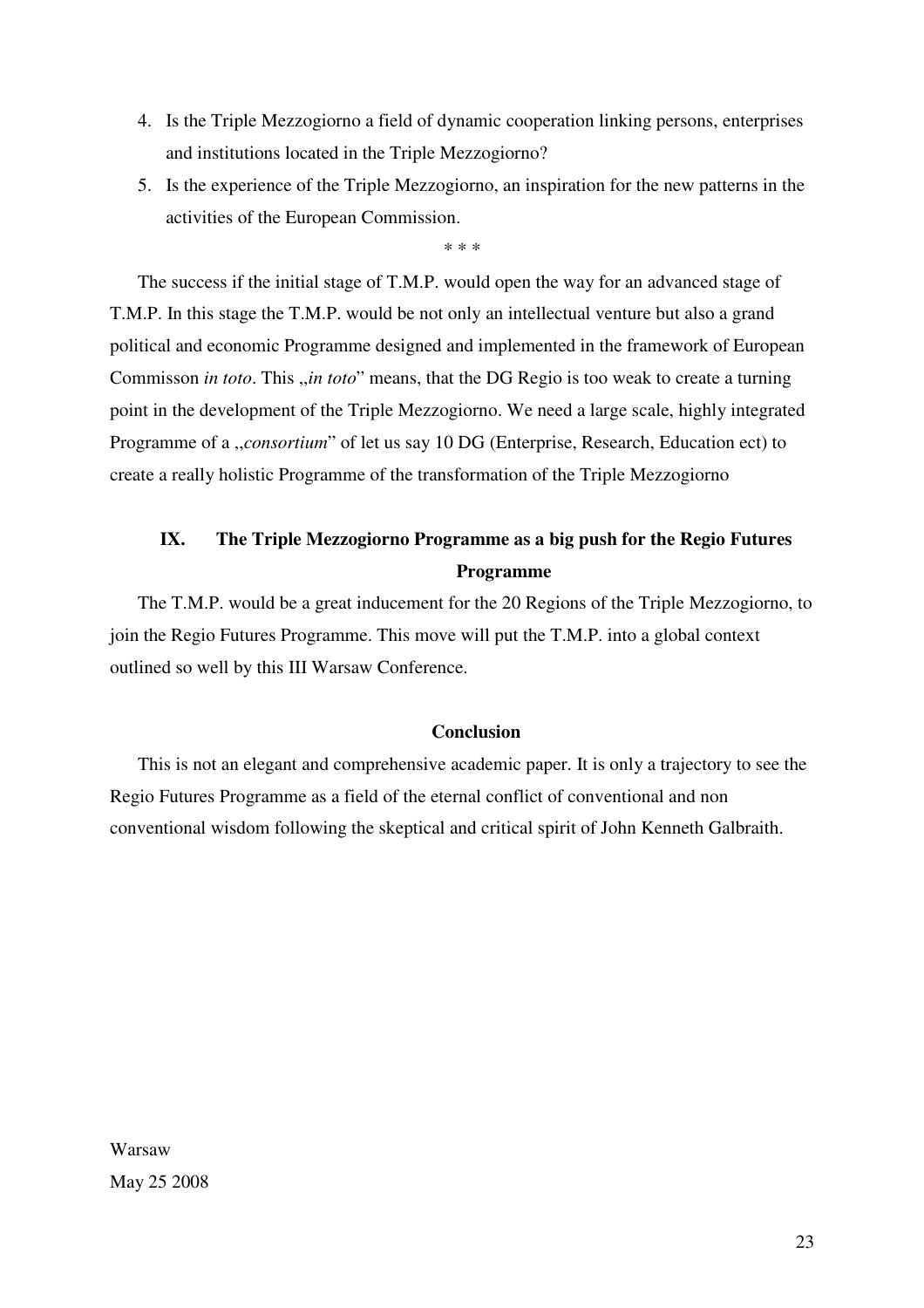4. Is the Triple Mezzogiorno a field of dynamic cooperation linking persons, enterprises and institutions located in the Triple Mezzogiorno?
5. Is the experience of the Triple Mezzogiorno, an inspiration for the new patterns in the activities of the European Commission.

\* \* \*

The success if the initial stage of T.M.P. would open the way for an advanced stage of T.M.P. In this stage the T.M.P. would be not only an intellectual venture but also a grand political and economic Programme designed and implemented in the framework of European Commisson *in toto*. This „*in toto*" means, that the DG Regio is too weak to create a turning point in the development of the Triple Mezzogiorno. We need a large scale, highly integrated Programme of a „*consortium*" of let us say 10 DG (Enterprise, Research, Education ect) to create a really holistic Programme of the transformation of the Triple Mezzogiorno

## IX. The Triple Mezzogiorno Programme as a big push for the Regio Futures Programme

The T.M.P. would be a great inducement for the 20 Regions of the Triple Mezzogiorno, to join the Regio Futures Programme. This move will put the T.M.P. into a global context outlined so well by this III Warsaw Conference.

## Conclusion

This is not an elegant and comprehensive academic paper. It is only a trajectory to see the Regio Futures Programme as a field of the eternal conflict of conventional and non conventional wisdom following the skeptical and critical spirit of John Kenneth Galbraith.

Warsaw
May 25 2008